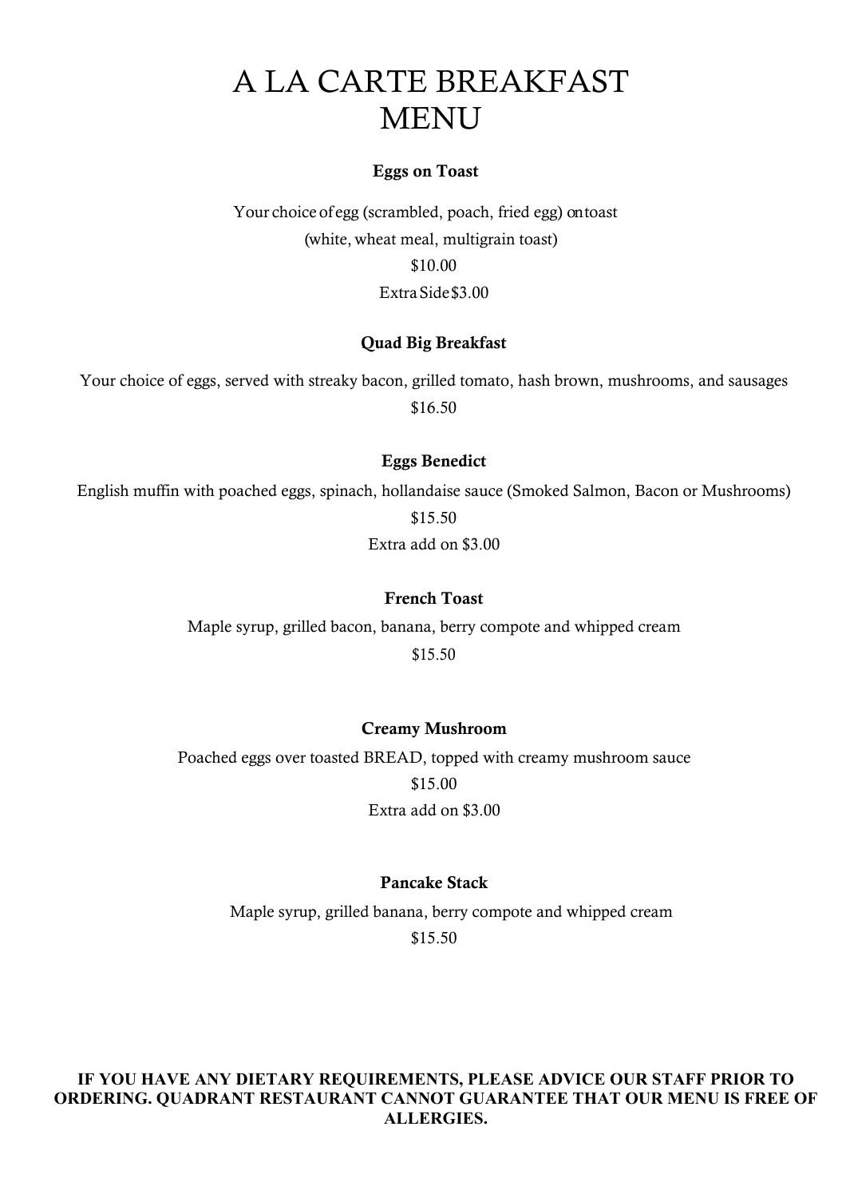# A LA CARTE BREAKFAST MENU

### Eggs on Toast

Your choice of egg (scrambled, poach, fried egg) on toast
(white, wheat meal, multigrain toast)
$10.00
Extra Side $3.00

### Quad Big Breakfast

Your choice of eggs, served with streaky bacon, grilled tomato, hash brown, mushrooms, and sausages
$16.50

### Eggs Benedict

English muffin with poached eggs, spinach, hollandaise sauce (Smoked Salmon, Bacon or Mushrooms)
$15.50
Extra add on $3.00

### French Toast

Maple syrup, grilled bacon, banana, berry compote and whipped cream
$15.50

### Creamy Mushroom

Poached eggs over toasted BREAD, topped with creamy mushroom sauce
$15.00
Extra add on $3.00

### Pancake Stack

Maple syrup, grilled banana, berry compote and whipped cream
$15.50

**IF YOU HAVE ANY DIETARY REQUIREMENTS, PLEASE ADVICE OUR STAFF PRIOR TO ORDERING. QUADRANT RESTAURANT CANNOT GUARANTEE THAT OUR MENU IS FREE OF ALLERGIES.**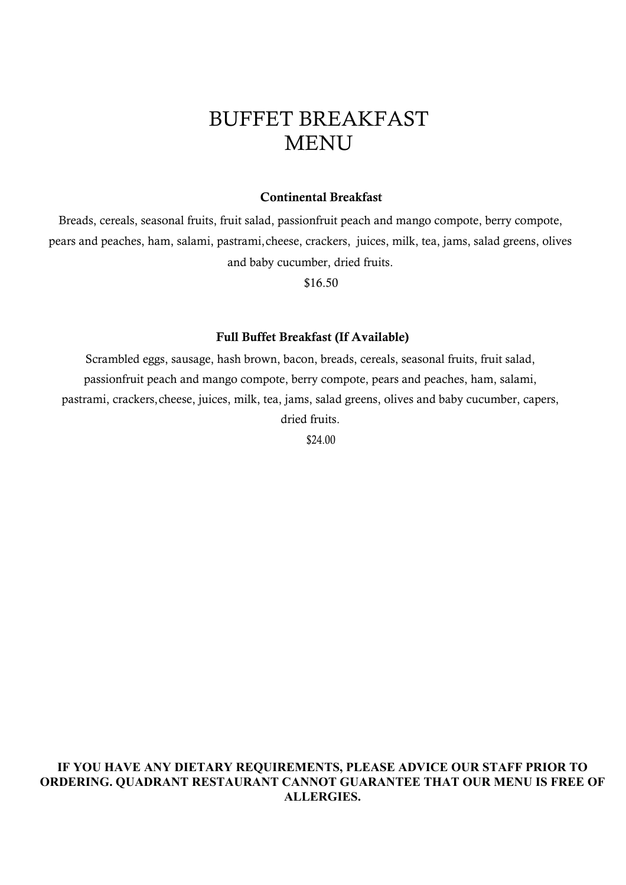# BUFFET BREAKFAST MENU

### Continental Breakfast

Breads, cereals, seasonal fruits, fruit salad, passionfruit peach and mango compote, berry compote, pears and peaches, ham, salami, pastrami, cheese, crackers, juices, milk, tea, jams, salad greens, olives and baby cucumber, dried fruits.

$16.50

### Full Buffet Breakfast (If Available)

Scrambled eggs, sausage, hash brown, bacon, breads, cereals, seasonal fruits, fruit salad, passionfruit peach and mango compote, berry compote, pears and peaches, ham, salami, pastrami, crackers, cheese, juices, milk, tea, jams, salad greens, olives and baby cucumber, capers, dried fruits.

$24.00

**IF YOU HAVE ANY DIETARY REQUIREMENTS, PLEASE ADVICE OUR STAFF PRIOR TO ORDERING. QUADRANT RESTAURANT CANNOT GUARANTEE THAT OUR MENU IS FREE OF ALLERGIES.**